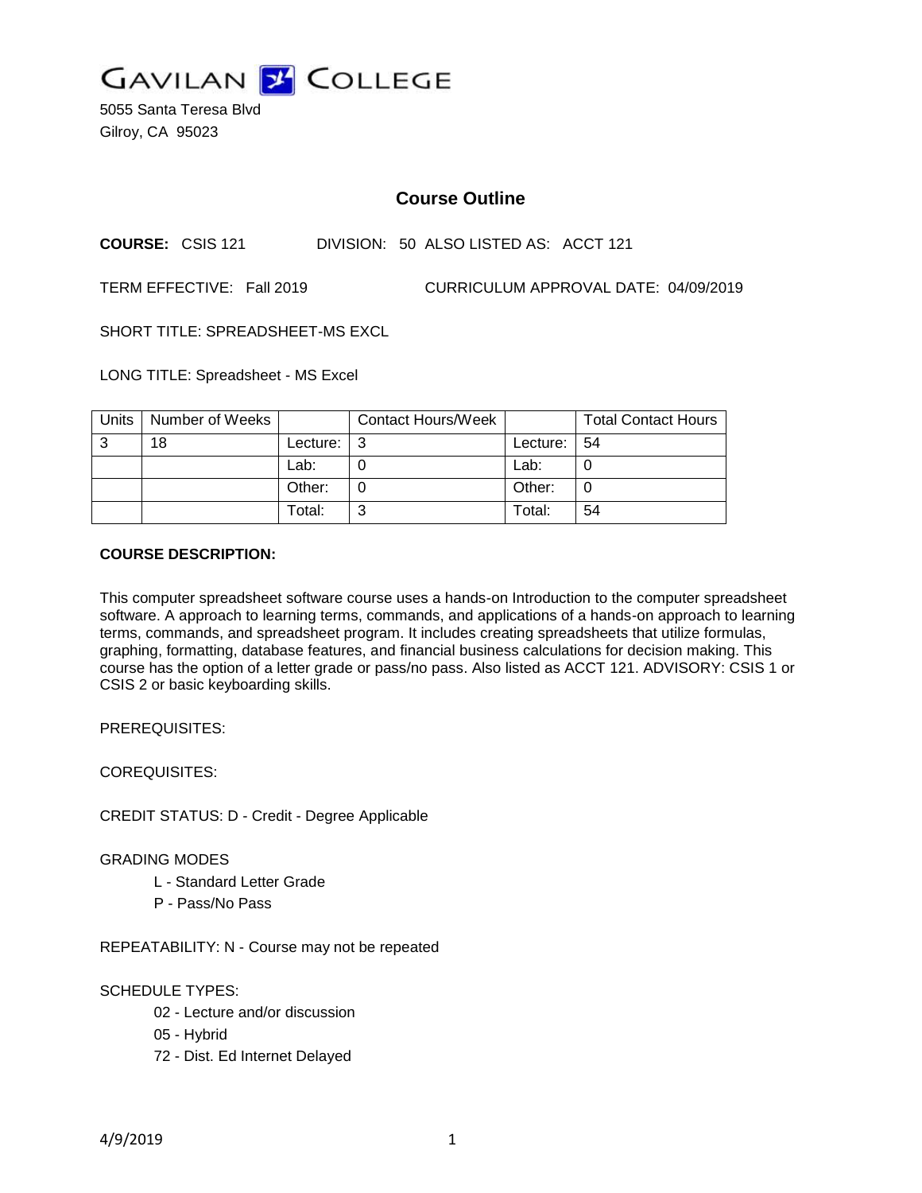# GAVILAN COLLEGE

5055 Santa Teresa Blvd
Gilroy, CA 95023

## Course Outline

**COURSE:** CSIS 121 DIVISION: 50 ALSO LISTED AS: ACCT 121

TERM EFFECTIVE: Fall 2019 CURRICULUM APPROVAL DATE: 04/09/2019

SHORT TITLE: SPREADSHEET-MS EXCL

LONG TITLE: Spreadsheet - MS Excel

| Units | Number of Weeks | | Contact Hours/Week | | Total Contact Hours |
|---|---|---|---|---|---|
| 3 | 18 | Lecture: | 3 | Lecture: | 54 |
| | | Lab: | 0 | Lab: | 0 |
| | | Other: | 0 | Other: | 0 |
| | | Total: | 3 | Total: | 54 |

**COURSE DESCRIPTION:**

This computer spreadsheet software course uses a hands-on Introduction to the computer spreadsheet software. A approach to learning terms, commands, and applications of a hands-on approach to learning terms, commands, and spreadsheet program. It includes creating spreadsheets that utilize formulas, graphing, formatting, database features, and financial business calculations for decision making. This course has the option of a letter grade or pass/no pass. Also listed as ACCT 121. ADVISORY: CSIS 1 or CSIS 2 or basic keyboarding skills.

PREREQUISITES:

COREQUISITES:

CREDIT STATUS: D - Credit - Degree Applicable

GRADING MODES

- L - Standard Letter Grade
- P - Pass/No Pass

REPEATABILITY: N - Course may not be repeated

SCHEDULE TYPES:

- 02 - Lecture and/or discussion
- 05 - Hybrid
- 72 - Dist. Ed Internet Delayed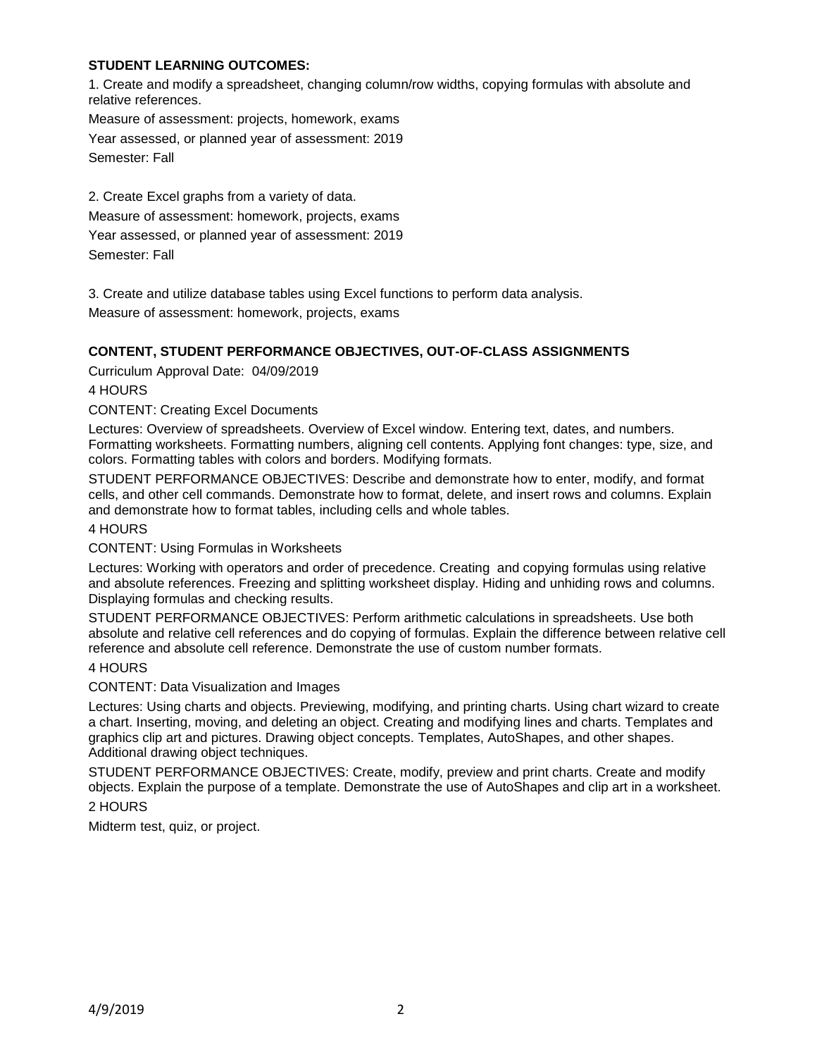**STUDENT LEARNING OUTCOMES:**

1. Create and modify a spreadsheet, changing column/row widths, copying formulas with absolute and relative references.

Measure of assessment: projects, homework, exams

Year assessed, or planned year of assessment: 2019

Semester: Fall

2. Create Excel graphs from a variety of data.

Measure of assessment: homework, projects, exams

Year assessed, or planned year of assessment: 2019

Semester: Fall

3. Create and utilize database tables using Excel functions to perform data analysis.

Measure of assessment: homework, projects, exams

**CONTENT, STUDENT PERFORMANCE OBJECTIVES, OUT-OF-CLASS ASSIGNMENTS**

Curriculum Approval Date: 04/09/2019

4 HOURS

CONTENT: Creating Excel Documents

Lectures: Overview of spreadsheets. Overview of Excel window. Entering text, dates, and numbers. Formatting worksheets. Formatting numbers, aligning cell contents. Applying font changes: type, size, and colors. Formatting tables with colors and borders. Modifying formats.

STUDENT PERFORMANCE OBJECTIVES: Describe and demonstrate how to enter, modify, and format cells, and other cell commands. Demonstrate how to format, delete, and insert rows and columns. Explain and demonstrate how to format tables, including cells and whole tables.

4 HOURS

CONTENT: Using Formulas in Worksheets

Lectures: Working with operators and order of precedence. Creating and copying formulas using relative and absolute references. Freezing and splitting worksheet display. Hiding and unhiding rows and columns. Displaying formulas and checking results.

STUDENT PERFORMANCE OBJECTIVES: Perform arithmetic calculations in spreadsheets. Use both absolute and relative cell references and do copying of formulas. Explain the difference between relative cell reference and absolute cell reference. Demonstrate the use of custom number formats.

4 HOURS

CONTENT: Data Visualization and Images

Lectures: Using charts and objects. Previewing, modifying, and printing charts. Using chart wizard to create a chart. Inserting, moving, and deleting an object. Creating and modifying lines and charts. Templates and graphics clip art and pictures. Drawing object concepts. Templates, AutoShapes, and other shapes. Additional drawing object techniques.

STUDENT PERFORMANCE OBJECTIVES: Create, modify, preview and print charts. Create and modify objects. Explain the purpose of a template. Demonstrate the use of AutoShapes and clip art in a worksheet.

2 HOURS

Midterm test, quiz, or project.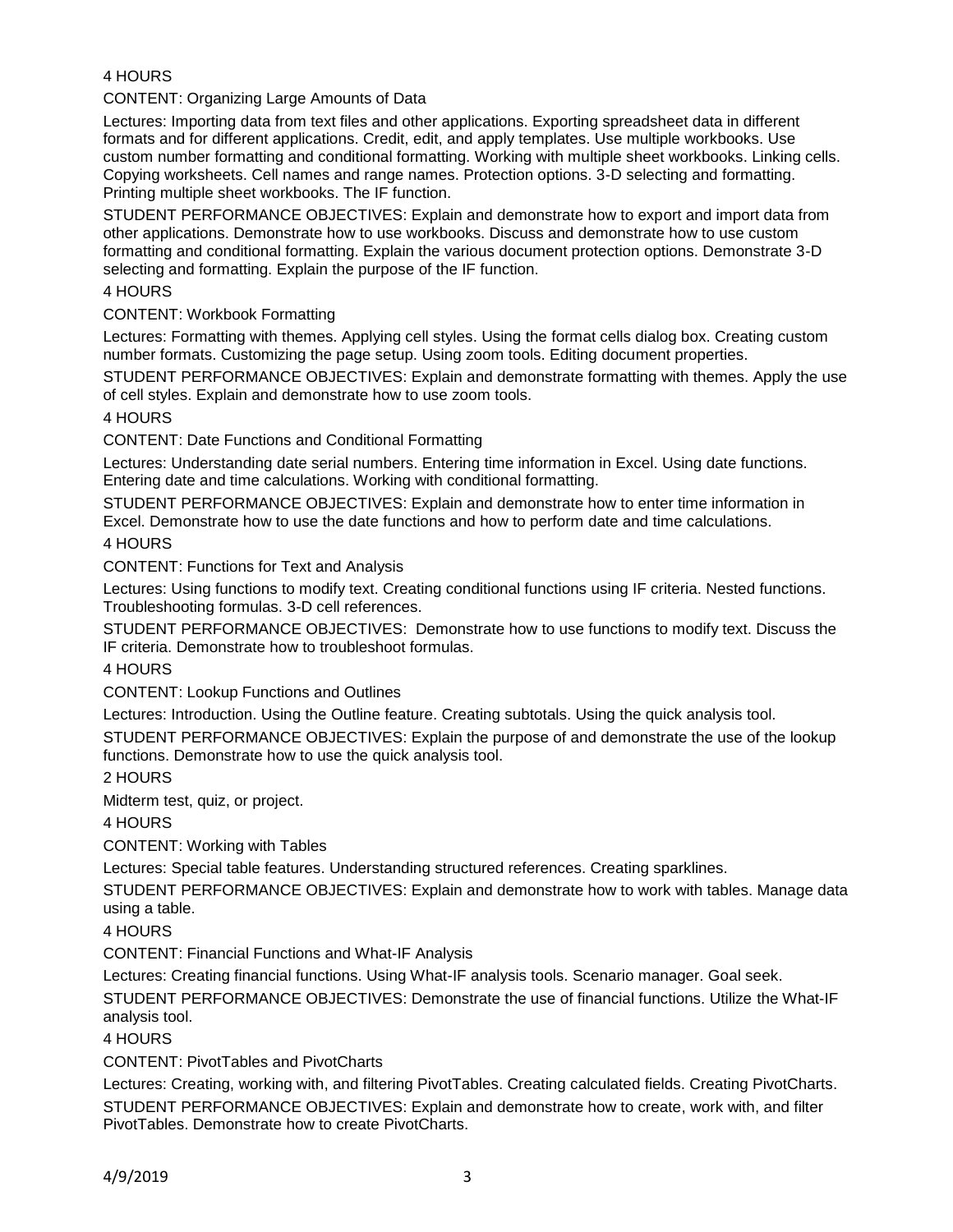4 HOURS

CONTENT: Organizing Large Amounts of Data

Lectures: Importing data from text files and other applications. Exporting spreadsheet data in different formats and for different applications. Credit, edit, and apply templates. Use multiple workbooks. Use custom number formatting and conditional formatting. Working with multiple sheet workbooks. Linking cells. Copying worksheets. Cell names and range names. Protection options. 3-D selecting and formatting. Printing multiple sheet workbooks. The IF function.

STUDENT PERFORMANCE OBJECTIVES: Explain and demonstrate how to export and import data from other applications. Demonstrate how to use workbooks. Discuss and demonstrate how to use custom formatting and conditional formatting. Explain the various document protection options. Demonstrate 3-D selecting and formatting. Explain the purpose of the IF function.

4 HOURS

CONTENT: Workbook Formatting

Lectures: Formatting with themes. Applying cell styles. Using the format cells dialog box. Creating custom number formats. Customizing the page setup. Using zoom tools. Editing document properties.

STUDENT PERFORMANCE OBJECTIVES: Explain and demonstrate formatting with themes. Apply the use of cell styles. Explain and demonstrate how to use zoom tools.

4 HOURS

CONTENT: Date Functions and Conditional Formatting

Lectures: Understanding date serial numbers. Entering time information in Excel. Using date functions. Entering date and time calculations. Working with conditional formatting.

STUDENT PERFORMANCE OBJECTIVES: Explain and demonstrate how to enter time information in Excel. Demonstrate how to use the date functions and how to perform date and time calculations.

4 HOURS

CONTENT: Functions for Text and Analysis

Lectures: Using functions to modify text. Creating conditional functions using IF criteria. Nested functions. Troubleshooting formulas. 3-D cell references.

STUDENT PERFORMANCE OBJECTIVES: Demonstrate how to use functions to modify text. Discuss the IF criteria. Demonstrate how to troubleshoot formulas.

4 HOURS

CONTENT: Lookup Functions and Outlines

Lectures: Introduction. Using the Outline feature. Creating subtotals. Using the quick analysis tool.

STUDENT PERFORMANCE OBJECTIVES: Explain the purpose of and demonstrate the use of the lookup functions. Demonstrate how to use the quick analysis tool.

2 HOURS

Midterm test, quiz, or project.

4 HOURS

CONTENT: Working with Tables

Lectures: Special table features. Understanding structured references. Creating sparklines.

STUDENT PERFORMANCE OBJECTIVES: Explain and demonstrate how to work with tables. Manage data using a table.

4 HOURS

CONTENT: Financial Functions and What-IF Analysis

Lectures: Creating financial functions. Using What-IF analysis tools. Scenario manager. Goal seek.

STUDENT PERFORMANCE OBJECTIVES: Demonstrate the use of financial functions. Utilize the What-IF analysis tool.

4 HOURS

CONTENT: PivotTables and PivotCharts

Lectures: Creating, working with, and filtering PivotTables. Creating calculated fields. Creating PivotCharts.

STUDENT PERFORMANCE OBJECTIVES: Explain and demonstrate how to create, work with, and filter PivotTables. Demonstrate how to create PivotCharts.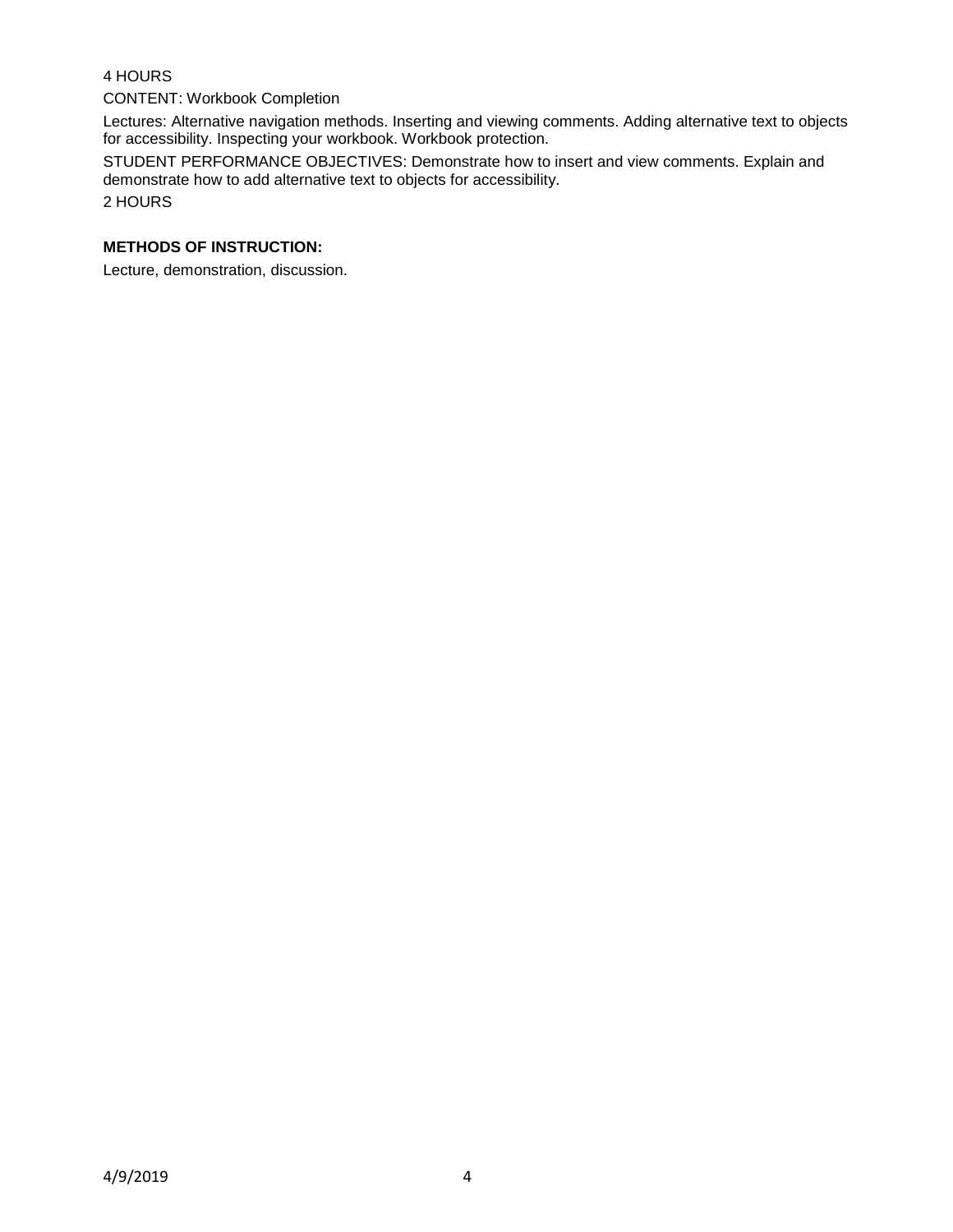4 HOURS

CONTENT: Workbook Completion

Lectures: Alternative navigation methods. Inserting and viewing comments. Adding alternative text to objects for accessibility. Inspecting your workbook. Workbook protection.

STUDENT PERFORMANCE OBJECTIVES: Demonstrate how to insert and view comments. Explain and demonstrate how to add alternative text to objects for accessibility.

2 HOURS

**METHODS OF INSTRUCTION:**

Lecture, demonstration, discussion.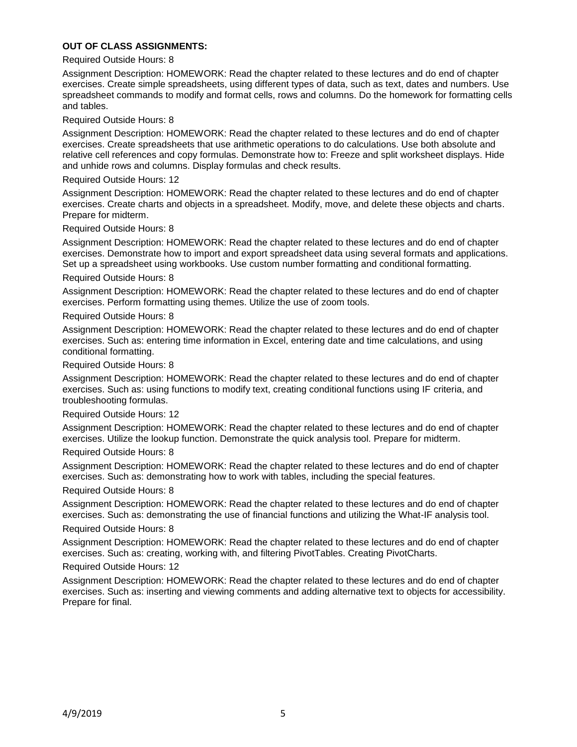**OUT OF CLASS ASSIGNMENTS:**

Required Outside Hours: 8

Assignment Description: HOMEWORK: Read the chapter related to these lectures and do end of chapter exercises. Create simple spreadsheets, using different types of data, such as text, dates and numbers. Use spreadsheet commands to modify and format cells, rows and columns. Do the homework for formatting cells and tables.

Required Outside Hours: 8

Assignment Description: HOMEWORK: Read the chapter related to these lectures and do end of chapter exercises. Create spreadsheets that use arithmetic operations to do calculations. Use both absolute and relative cell references and copy formulas. Demonstrate how to: Freeze and split worksheet displays. Hide and unhide rows and columns. Display formulas and check results.

Required Outside Hours: 12

Assignment Description: HOMEWORK: Read the chapter related to these lectures and do end of chapter exercises. Create charts and objects in a spreadsheet. Modify, move, and delete these objects and charts. Prepare for midterm.

Required Outside Hours: 8

Assignment Description: HOMEWORK: Read the chapter related to these lectures and do end of chapter exercises. Demonstrate how to import and export spreadsheet data using several formats and applications. Set up a spreadsheet using workbooks. Use custom number formatting and conditional formatting.

Required Outside Hours: 8

Assignment Description: HOMEWORK: Read the chapter related to these lectures and do end of chapter exercises. Perform formatting using themes. Utilize the use of zoom tools.

Required Outside Hours: 8

Assignment Description: HOMEWORK: Read the chapter related to these lectures and do end of chapter exercises. Such as: entering time information in Excel, entering date and time calculations, and using conditional formatting.

Required Outside Hours: 8

Assignment Description: HOMEWORK: Read the chapter related to these lectures and do end of chapter exercises. Such as: using functions to modify text, creating conditional functions using IF criteria, and troubleshooting formulas.

Required Outside Hours: 12

Assignment Description: HOMEWORK: Read the chapter related to these lectures and do end of chapter exercises. Utilize the lookup function. Demonstrate the quick analysis tool. Prepare for midterm.

Required Outside Hours: 8

Assignment Description: HOMEWORK: Read the chapter related to these lectures and do end of chapter exercises. Such as: demonstrating how to work with tables, including the special features.

Required Outside Hours: 8

Assignment Description: HOMEWORK: Read the chapter related to these lectures and do end of chapter exercises. Such as: demonstrating the use of financial functions and utilizing the What-IF analysis tool.

Required Outside Hours: 8

Assignment Description: HOMEWORK: Read the chapter related to these lectures and do end of chapter exercises. Such as: creating, working with, and filtering PivotTables. Creating PivotCharts.

Required Outside Hours: 12

Assignment Description: HOMEWORK: Read the chapter related to these lectures and do end of chapter exercises. Such as: inserting and viewing comments and adding alternative text to objects for accessibility. Prepare for final.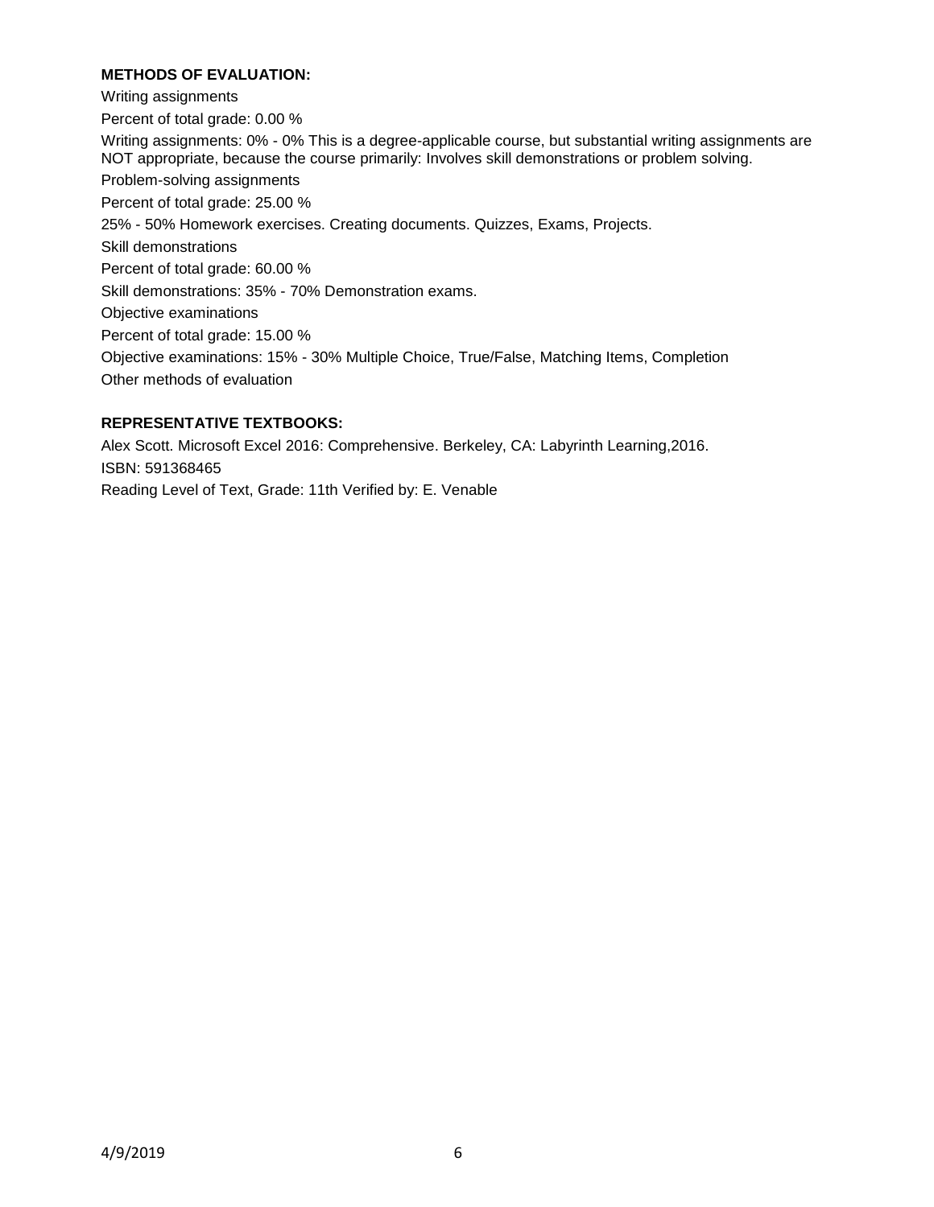**METHODS OF EVALUATION:**

Writing assignments

Percent of total grade: 0.00 %

Writing assignments: 0% - 0% This is a degree-applicable course, but substantial writing assignments are NOT appropriate, because the course primarily: Involves skill demonstrations or problem solving.

Problem-solving assignments

Percent of total grade: 25.00 %

25% - 50% Homework exercises. Creating documents. Quizzes, Exams, Projects.

Skill demonstrations

Percent of total grade: 60.00 %

Skill demonstrations: 35% - 70% Demonstration exams.

Objective examinations

Percent of total grade: 15.00 %

Objective examinations: 15% - 30% Multiple Choice, True/False, Matching Items, Completion

Other methods of evaluation

**REPRESENTATIVE TEXTBOOKS:**

Alex Scott. Microsoft Excel 2016: Comprehensive. Berkeley, CA: Labyrinth Learning,2016.

ISBN: 591368465

Reading Level of Text, Grade: 11th Verified by: E. Venable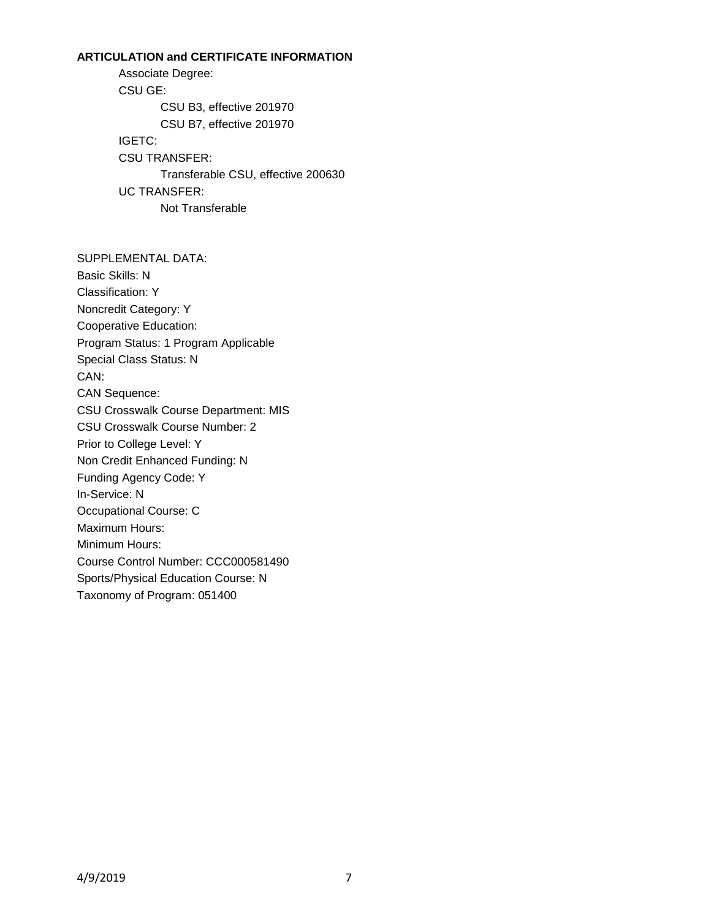**ARTICULATION and CERTIFICATE INFORMATION**

Associate Degree:

CSU GE:

- CSU B3, effective 201970
- CSU B7, effective 201970

IGETC:

CSU TRANSFER:

- Transferable CSU, effective 200630

UC TRANSFER:

- Not Transferable

SUPPLEMENTAL DATA:

Basic Skills: N

Classification: Y

Noncredit Category: Y

Cooperative Education:

Program Status: 1 Program Applicable

Special Class Status: N

CAN:

CAN Sequence:

CSU Crosswalk Course Department: MIS

CSU Crosswalk Course Number: 2

Prior to College Level: Y

Non Credit Enhanced Funding: N

Funding Agency Code: Y

In-Service: N

Occupational Course: C

Maximum Hours:

Minimum Hours:

Course Control Number: CCC000581490

Sports/Physical Education Course: N

Taxonomy of Program: 051400